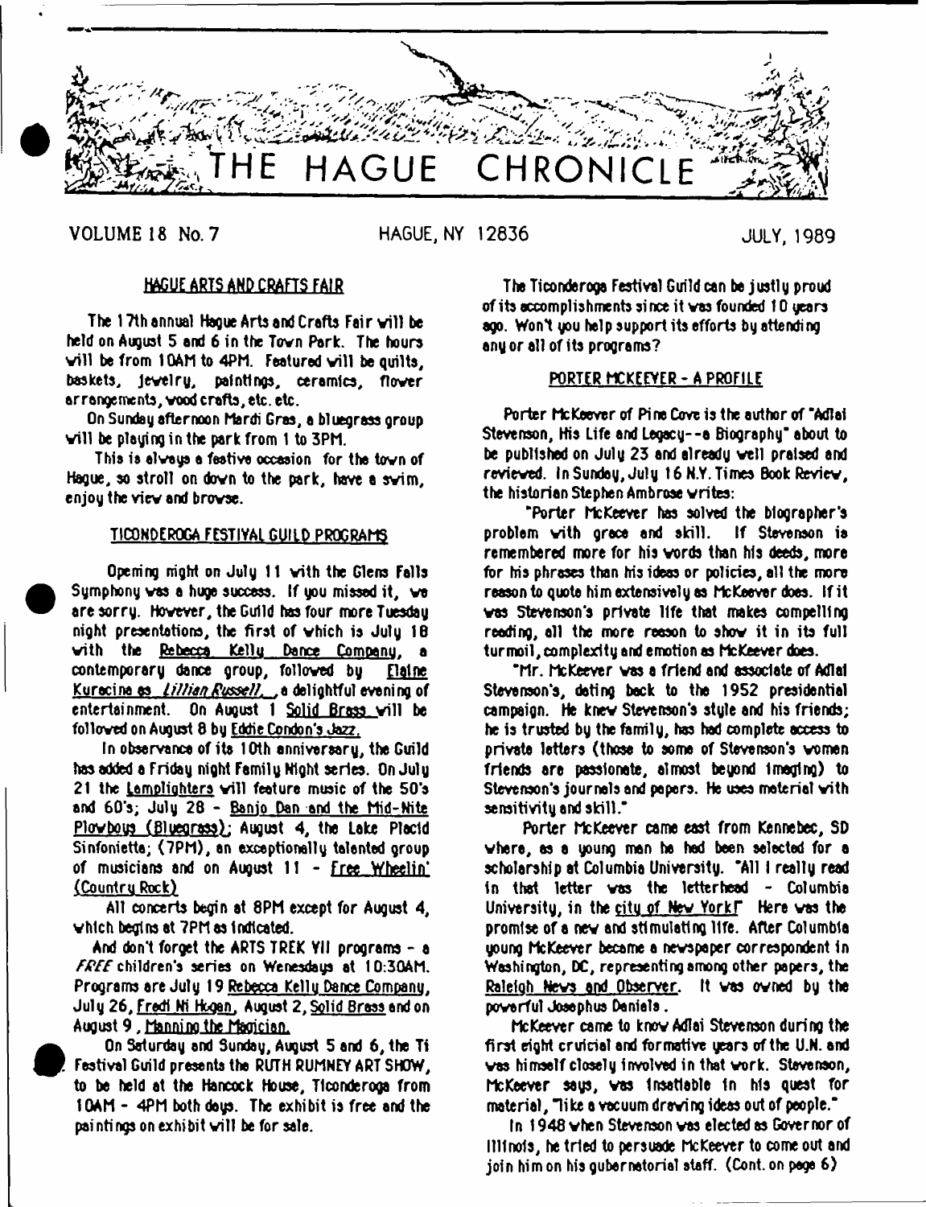# THE HAGUE CHRONICLE

VOLUME 18 No. 7 HAGUE, NY 12836 JULY, 1989

## HAGUE ARTS AND CRAFTS FAIR

The 17th annual Hague Arts and Crafts Fair will be held on August 5 and 6 in the Town Park. The hours will be from 10AM to 4PM. Featured will be quilts, baskets, jewelry, paintings, ceramics, flower arrangements, wood crafts, etc. etc.

On Sunday afternoon Mardi Gras, a bluegrass group will be playing in the park from 1 to 3PM.

This is always a festive occasion for the town of Hague, so stroll on down to the park, have a swim, enjoy the view and browse.

## TICONDEROGA FESTIVAL GUILD PROGRAMS

Opening night on July 11 with the Glens Falls Symphony was a huge success. If you missed it, we are sorry. However, the Guild has four more Tuesday night presentations, the first of which is July 18 with the Rebecca Kelly Dance Company, a contemporary dance group, followed by Elaine Kurecine as *Lillian Russell*, a delightful evening of entertainment. On August 1 Solid Brass will be followed on August 8 by Eddie Condon's Jazz.

In observance of its 10th anniversary, the Guild has added a Friday night Family Night series. On July 21 the Lamplighters will feature music of the 50's and 60's; July 28 - Banjo Dan and the Mid-Nite Plowboys (Bluegrass); August 4, the Lake Placid Sinfonietta; (7PM), an exceptionally talented group of musicians and on August 11 - Free Wheelin' (Country Rock)

All concerts begin at 8PM except for August 4, which begins at 7PM as indicated.

And don't forget the ARTS TREK VII programs - a *FREE* children's series on Wenesdays at 10:30AM. Programs are July 19 Rebecca Kelly Dance Company, July 26, Fredi Ni Hogan, August 2, Solid Brass and on August 9, Manning the Magician.

On Saturday and Sunday, August 5 and 6, the Ti Festival Guild presents the RUTH RUMNEY ART SHOW, to be held at the Hancock House, Ticonderoga from 10AM - 4PM both days. The exhibit is free and the paintings on exhibit will be for sale.

The Ticonderoga Festival Guild can be justly proud of its accomplishments since it was founded 10 years ago. Won't you help support its efforts by attending any or all of its programs?

## PORTER MCKEEVER - A PROFILE

Porter McKeever of Pine Cove is the author of "Adlai Stevenson, His Life and Legacy--a Biography" about to be published on July 23 and already well praised and reviewed. In Sunday, July 16 N.Y. Times Book Review, the historian Stephen Ambrose writes:

"Porter McKeever has solved the biographer's problem with grace and skill. If Stevenson is remembered more for his words than his deeds, more for his phrases than his ideas or policies, all the more reason to quote him extensively as McKeever does. If it was Stevenson's private life that makes compelling reading, all the more reason to show it in its full turmoil, complexity and emotion as McKeever does.

"Mr. McKeever was a friend and associate of Adlai Stevenson's, dating back to the 1952 presidential campaign. He knew Stevenson's style and his friends; he is trusted by the family, has had complete access to private letters (those to some of Stevenson's women friends are passionate, almost beyond imaging) to Stevenson's journals and papers. He uses material with sensitivity and skill."

Porter McKeever came east from Kennebec, SD where, as a young man he had been selected for a scholarship at Columbia University. "All I really read in that letter was the letterhead - Columbia University, in the city of New York!" Here was the promise of a new and stimulating life. After Columbia young McKeever became a newspaper correspondent in Washington, DC, representing among other papers, the Raleigh News and Observer. It was owned by the powerful Josephus Daniels.

McKeever came to know Adlai Stevenson during the first eight cruicial and formative years of the U.N. and was himself closely involved in that work. Stevenson, McKeever says, was insatiable in his quest for material, "like a vacuum drawing ideas out of people."

In 1948 when Stevenson was elected as Governor of Illinois, he tried to persuade McKeever to come out and join him on his gubernatorial staff. (Cont. on page 6)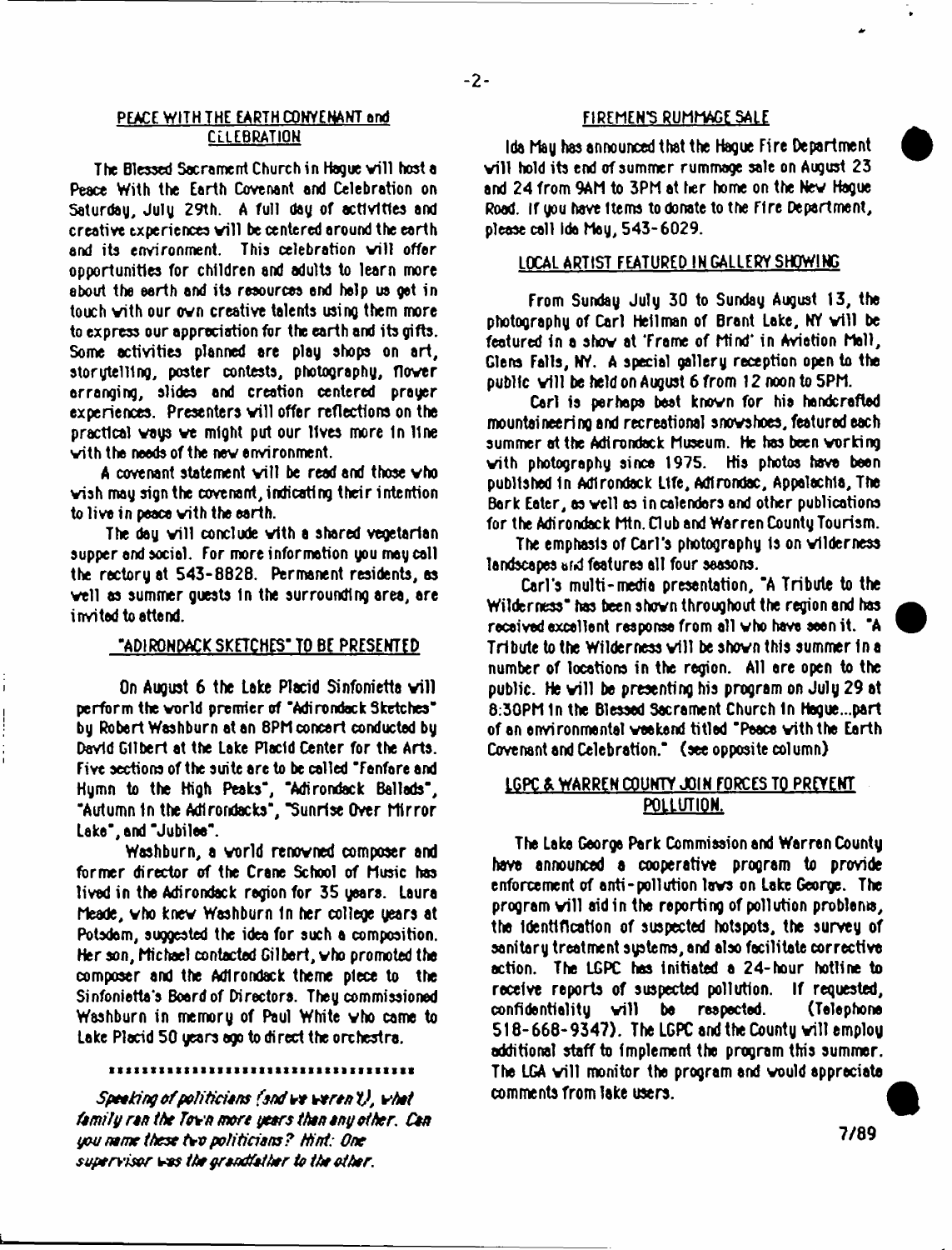## PEACE WITH THE EARTH COVENANT and CELEBRATION

The Blessed Sacrament Church in Hague will host a Peace With the Earth Covenant and Celebration on Saturday, July 29th. A full day of activities and creative experiences will be centered around the earth and its environment. This celebration will offer opportunities for children and adults to learn more about the earth and its resources and help us get in touch with our own creative talents using them more to express our appreciation for the earth and its gifts. Some activities planned are play shops on art, storytelling, poster contests, photography, flower arranging, slides and creation centered prayer experiences. Presenters will offer reflections on the practical ways we might put our lives more in line with the needs of the new environment.

A covenant statement will be read and those who wish may sign the covenant, indicating their intention to live in peace with the earth.

The day will conclude with a shared vegetarian supper and social. For more information you may call the rectory at 543-8828. Permanent residents, as well as summer guests in the surrounding area, are invited to attend.

## "ADIRONDACK SKETCHES" TO BE PRESENTED

On August 6 the Lake Placid Sinfonietta will perform the world premier of "Adirondack Sketches" by Robert Washburn at an 8PM concert conducted by David Gilbert at the Lake Placid Center for the Arts. Five sections of the suite are to be called "Fanfare and Hymn to the High Peaks", "Adirondack Ballads", "Autumn in the Adirondacks", "Sunrise Over Mirror Lake", and "Jubilee".

Washburn, a world renowned composer and former director of the Crane School of Music has lived in the Adirondack region for 35 years. Laura Meade, who knew Washburn in her college years at Potsdam, suggested the idea for such a composition. Her son, Michael contacted Gilbert, who promoted the composer and the Adirondack theme piece to the Sinfonietta's Board of Directors. They commissioned Washburn in memory of Paul White who came to Lake Placid 50 years ago to direct the orchestra.

\*\*\*\*\*\*\*\*\*\*\*\*\*\*\*\*\*\*\*\*\*\*\*\*\*\*\*\*\*\*\*\*\*\*

*Speaking of politicians (and we weren't), what family ran the Town more years than any other. Can you name these two politicians? Hint: One supervisor was the grandfather to the other.*

## FIREMEN'S RUMMAGE SALE

Ida May has announced that the Hague Fire Department will hold its end of summer rummage sale on August 23 and 24 from 9AM to 3PM at her home on the New Hague Road. If you have items to donate to the Fire Department, please call Ida May, 543-6029.

## LOCAL ARTIST FEATURED IN GALLERY SHOWING

From Sunday July 30 to Sunday August 13, the photography of Carl Heilman of Brant Lake, NY will be featured in a show at 'Frame of Mind' in Aviation Mall, Glens Falls, NY. A special gallery reception open to the public will be held on August 6 from 12 noon to 5PM.

Carl is perhaps best known for his handcrafted mountaineering and recreational snowshoes, featured each summer at the Adirondack Museum. He has been working with photography since 1975. His photos have been published in Adirondack Life, Adirondac, Appalachia, The Bark Eater, as well as in calendars and other publications for the Adirondack Mtn. Club and Warren County Tourism.

The emphasis of Carl's photography is on wilderness landscapes and features all four seasons.

Carl's multi-media presentation, "A Tribute to the Wilderness" has been shown throughout the region and has received excellent response from all who have seen it. "A Tribute to the Wilderness will be shown this summer in a number of locations in the region. All are open to the public. He will be presenting his program on July 29 at 8:30PM in the Blessed Sacrament Church in Hague...part of an environmental weekend titled "Peace with the Earth Covenant and Celebration." (see opposite column)

## LGPC & WARREN COUNTY JOIN FORCES TO PREVENT POLLUTION.

The Lake George Park Commission and Warren County have announced a cooperative program to provide enforcement of anti-pollution laws on Lake George. The program will aid in the reporting of pollution problems, the identification of suspected hotspots, the survey of sanitary treatment systems, and also facilitate corrective action. The LGPC has initiated a 24-hour hotline to receive reports of suspected pollution. If requested, confidentiality will be respected. (Telephone 518-668-9347). The LGPC and the County will employ additional staff to implement the program this summer. The LGA will monitor the program and would appreciate comments from lake users.

7/89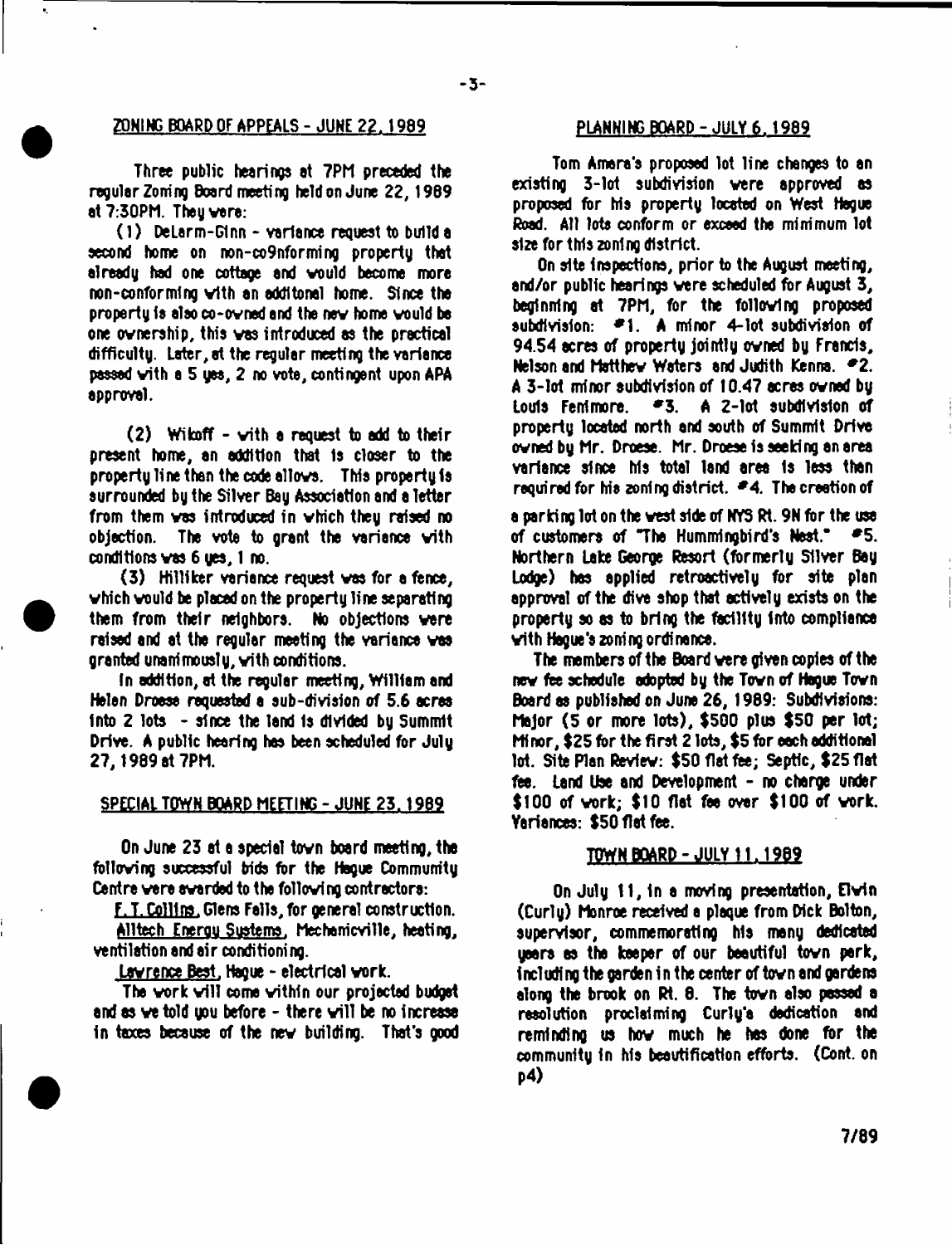## ZONING BOARD OF APPEALS - JUNE 22, 1989

Three public hearings at 7PM preceded the regular Zoning Board meeting held on June 22, 1989 at 7:30PM. They were:

(1) DeLarm-Ginn - variance request to build a second home on non-co9nforming property that already had one cottage and would become more non-conforming with an additonal home. Since the property is also co-owned and the new home would be one ownership, this was introduced as the practical difficulty. Later, at the regular meeting the variance passed with a 5 yes, 2 no vote, contingent upon APA approval.

(2) Wikoff - with a request to add to their present home, an addition that is closer to the property line than the code allows. This property is surrounded by the Silver Bay Association and a letter from them was introduced in which they raised no objection. The vote to grant the variance with conditions was 6 yes, 1 no.

(3) Hilliker variance request was for a fence, which would be placed on the property line separating them from their neighbors. No objections were raised and at the regular meeting the variance was granted unanimously, with conditions.

In addition, at the regular meeting, William and Helen Droese requested a sub-division of 5.6 acres into 2 lots - since the land is divided by Summit Drive. A public hearing has been scheduled for July 27, 1989 at 7PM.

## SPECIAL TOWN BOARD MEETING - JUNE 23, 1989

On June 23 at a special town board meeting, the following successful bids for the Hague Community Centre were awarded to the following contractors:

F. T. Collins, Glens Falls, for general construction.

Alltech Energy Systems, Mechanicville, heating, ventilation and air conditioning.

Lawrence Best, Hague - electrical work.

The work will come within our projected budget and as we told you before - there will be no increase in taxes because of the new building. That's good

## PLANNING BOARD - JULY 6, 1989

Tom Amara's proposed lot line changes to an existing 3-lot subdivision were approved as proposed for his property located on West Hague Road. All lots conform or exceed the minimum lot size for this zoning district.

On site inspections, prior to the August meeting, and/or public hearings were scheduled for August 3, beginning at 7PM, for the following proposed subdivision: #1. A minor 4-lot subdivision of 94.54 acres of property jointly owned by Francis, Nelson and Matthew Waters and Judith Kenna. #2. A 3-lot minor subdivision of 10.47 acres owned by Louis Fenimore. #3. A 2-lot subdivision of property located north and south of Summit Drive owned by Mr. Droese. Mr. Droese is seeking an area variance since his total land area is less than required for his zoning district. #4. The creation of a parking lot on the west side of NYS Rt. 9N for the use of customers of "The Hummingbird's Nest." #5. Northern Lake George Resort (formerly Silver Bay Lodge) has applied retroactively for site plan approval of the dive shop that actively exists on the property so as to bring the facility into compliance with Hague's zoning ordinance.

The members of the Board were given copies of the new fee schedule adopted by the Town of Hague Town Board as published on June 26, 1989: Subdivisions: Major (5 or more lots), $500 plus $50 per lot; Minor, $25 for the first 2 lots, $5 for each additional lot. Site Plan Review: $50 flat fee; Septic, $25 flat fee. Land Use and Development - no charge under $100 of work; $10 flat fee over $100 of work. Variances: $50 flat fee.

## TOWN BOARD - JULY 11, 1989

On July 11, in a moving presentation, Elwin (Curly) Monroe received a plaque from Dick Bolton, supervisor, commemorating his many dedicated years as the keeper of our beautiful town park, including the garden in the center of town and gardens along the brook on Rt. 8. The town also passed a resolution proclaiming Curly's dedication and reminding us how much he has done for the community in his beautification efforts. (Cont. on p4)

7/89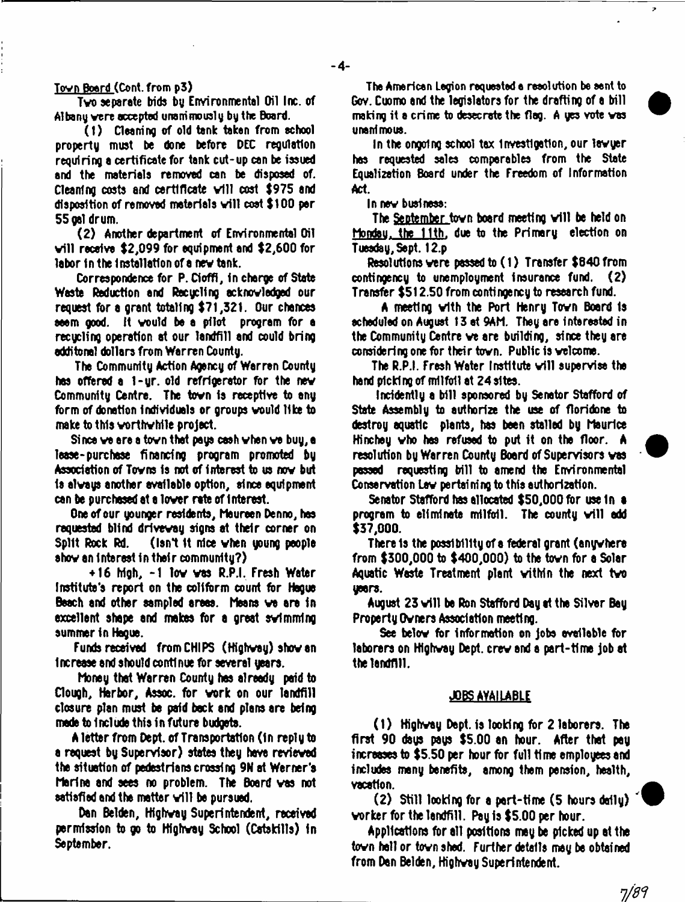Town Board (Cont. from p3)

Two separate bids by Environmental Oil Inc. of Albany were accepted unanimously by the Board.

(1) Cleaning of old tank taken from school property must be done before DEC regulation requiring a certificate for tank cut-up can be issued and the materials removed can be disposed of. Cleaning costs and certificate will cost $975 and disposition of removed materials will cost $100 per 55 gal drum.

(2) Another department of Environmental Oil will receive $2,099 for equipment and $2,600 for labor in the installation of a new tank.

Correspondence for P. Cioffi, in charge of State Waste Reduction and Recycling acknowledged our request for a grant totaling $71,321. Our chances seem good. It would be a pilot program for a recycling operation at our landfill and could bring additonal dollars from Warren County.

The Community Action Agency of Warren County has offered a 1-yr. old refrigerator for the new Community Centre. The town is receptive to any form of donation individuals or groups would like to make to this worthwhile project.

Since we are a town that pays cash when we buy, a lease-purchase financing program promoted by Association of Towns is not of interest to us now but is always another available option, since equipment can be purchased at a lower rate of interest.

One of our younger residents, Maureen Denno, has requested blind driveway signs at their corner on Split Rock Rd. (Isn't it nice when young people show an interest in their community?)

+16 high, -1 low was R.P.I. Fresh Water Institute's report on the coliform count for Hague Beach and other sampled areas. Means we are in excellent shape and makes for a great swimming summer in Hague.

Funds received from CHIPS (Highway) show an increase and should continue for several years.

Money that Warren County has already paid to Clough, Harbor, Assoc. for work on our landfill closure plan must be paid back and plans are being made to include this in future budgets.

A letter from Dept. of Transportation (in reply to a request by Supervisor) states they have reviewed the situation of pedestrians crossing 9N at Werner's Marina and sees no problem. The Board was not satisfied and the matter will be pursued.

Dan Belden, Highway Superintendent, received permission to go to Highway School (Catskills) in September.

The American Legion requested a resolution be sent to Gov. Cuomo and the legislators for the drafting of a bill making it a crime to desecrate the flag. A yes vote was unanimous.

In the ongoing school tax investigation, our lawyer has requested sales comparables from the State Equalization Board under the Freedom of Information Act.

In new business:

The September town board meeting will be held on Monday, the 11th, due to the Primary election on Tuesday, Sept. 12.p

Resolutions were passed to (1) Transfer $840 from contingency to unemployment insurance fund. (2) Transfer $512.50 from contingency to research fund.

A meeting with the Port Henry Town Board is scheduled on August 13 at 9AM. They are interested in the Community Centre we are building, since they are considering one for their town. Public is welcome.

The R.P.I. Fresh Water Institute will supervise the hand picking of milfoil at 24 sites.

Incidently a bill sponsored by Senator Stafford of State Assembly to authorize the use of floridone to destroy aquatic plants, has been stalled by Maurice Hinchey who has refused to put it on the floor. A resolution by Warren County Board of Supervisors was passed requesting bill to amend the Environmental Conservation Law pertaining to this authorization.

Senator Stafford has allocated $50,000 for use in a program to eliminate milfoil. The county will add $37,000.

There is the possibility of a federal grant (anywhere from $300,000 to $400,000) to the town for a Solar Aquatic Waste Treatment plant within the next two years.

August 23 will be Ron Stafford Day at the Silver Bay Property Owners Association meeting.

See below for information on jobs available for laborers on Highway Dept. crew and a part-time job at the landfill.

## JOBS AVAILABLE

(1) Highway Dept. is looking for 2 laborers. The first 90 days pays $5.00 an hour. After that pay increases to $5.50 per hour for full time employees and includes many benefits, among them pension, health, vacation.

(2) Still looking for a part-time (5 hours daily) worker for the landfill. Pay is $5.00 per hour.

Applications for all positions may be picked up at the town hall or town shed. Further details may be obtained from Dan Belden, Highway Superintendent.

7/89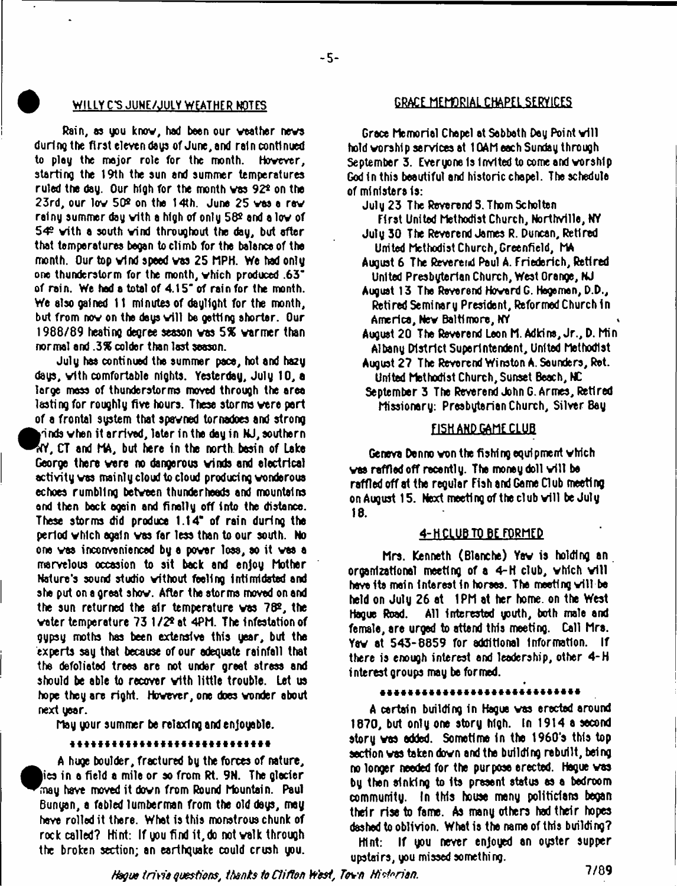## WILLY C'S JUNE/JULY WEATHER NOTES

Rain, as you know, had been our weather news during the first eleven days of June, and rain continued to play the major role for the month. However, starting the 19th the sun and summer temperatures ruled the day. Our high for the month was 92° on the 23rd, our low 50° on the 14th. June 25 was a raw rainy summer day with a high of only 58° and a low of 54° with a south wind throughout the day, but after that temperatures began to climb for the balance of the month. Our top wind speed was 25 MPH. We had only one thunderstorm for the month, which produced .63" of rain. We had a total of 4.15" of rain for the month. We also gained 11 minutes of daylight for the month, but from now on the days will be getting shorter. Our 1988/89 heating degree season was 5% warmer than normal and .3% colder than last season.

July has continued the summer pace, hot and hazy days, with comfortable nights. Yesterday, July 10, a large mass of thunderstorms moved through the area lasting for roughly five hours. These storms were part of a frontal system that spawned tornadoes and strong winds when it arrived, later in the day in NJ, southern NY, CT and MA, but here in the north basin of Lake George there were no dangerous winds and electrical activity was mainly cloud to cloud producing wonderous echoes rumbling between thunderheads and mountains and then back again and finally off into the distance. These storms did produce 1.14" of rain during the period which again was far less than to our south. No one was inconvenienced by a power loss, so it was a marvelous occasion to sit back and enjoy Mother Nature's sound studio without feeling intimidated and she put on a great show. After the storms moved on and the sun returned the air temperature was 78°, the water temperature 73 1/2° at 4PM. The infestation of gypsy moths has been extensive this year, but the experts say that because of our adequate rainfall that the defoliated trees are not under great stress and should be able to recover with little trouble. Let us hope they are right. However, one does wonder about next year.

May your summer be relaxing and enjoyable.

\*\*\*\*\*\*\*\*\*\*\*\*\*\*\*\*\*\*\*\*\*\*\*\*\*\*\*\*

A huge boulder, fractured by the forces of nature, lies in a field a mile or so from Rt. 9N. The glacier may have moved it down from Round Mountain. Paul Bunyan, a fabled lumberman from the old days, may have rolled it there. What is this monstrous chunk of rock called? Hint: If you find it, do not walk through the broken section; an earthquake could crush you.

## GRACE MEMORIAL CHAPEL SERVICES

Grace Memorial Chapel at Sabbath Day Point will hold worship services at 10AM each Sunday through September 3. Everyone is invited to come and worship God in this beautiful and historic chapel. The schedule of ministers is:

July 23 The Reverend S. Thom Scholten
First United Methodist Church, Northville, NY

July 30 The Reverend James R. Duncan, Retired
United Methodist Church, Greenfield, MA

August 6 The Reverend Paul A. Friederich, Retired
United Presbyterian Church, West Orange, NJ

August 13 The Reverend Howard G. Hageman, D.D.,
Retired Seminary President, Reformed Church in America, New Baltimore, NY

August 20 The Reverend Leon M. Adkins, Jr., D. Min
Albany District Superintendent, United Methodist

August 27 The Reverend Winston A. Saunders, Ret.
United Methodist Church, Sunset Beach, NC

September 3 The Reverend John G. Armes, Retired
Missionary: Presbyterian Church, Silver Bay

## FISH AND GAME CLUB

Geneva Denno won the fishing equipment which was raffled off recently. The money doll will be raffled off at the regular Fish and Game Club meeting on August 15. Next meeting of the club will be July 18.

## 4-H CLUB TO BE FORMED

Mrs. Kenneth (Blanche) Yaw is holding an organizational meeting of a 4-H club, which will have its main interest in horses. The meeting will be held on July 26 at 1PM at her home. on the West Hague Road. All interested youth, both male and female, are urged to attend this meeting. Call Mrs. Yaw at 543-8859 for additional information. If there is enough interest and leadership, other 4-H interest groups may be formed.

\*\*\*\*\*\*\*\*\*\*\*\*\*\*\*\*\*\*\*\*\*\*\*\*\*\*\*\*

A certain building in Hague was erected around 1870, but only one story high. In 1914 a second story was added. Sometime in the 1960's this top section was taken down and the building rebuilt, being no longer needed for the purpose erected. Hague was by then sinking to its present status as a bedroom community. In this house many politicians began their rise to fame. As many others had their hopes dashed to oblivion. What is the name of this building?

Hint: If you never enjoyed an oyster supper upstairs, you missed something.

*Hague trivia questions, thanks to Clifton West, Town Historian.*

7/89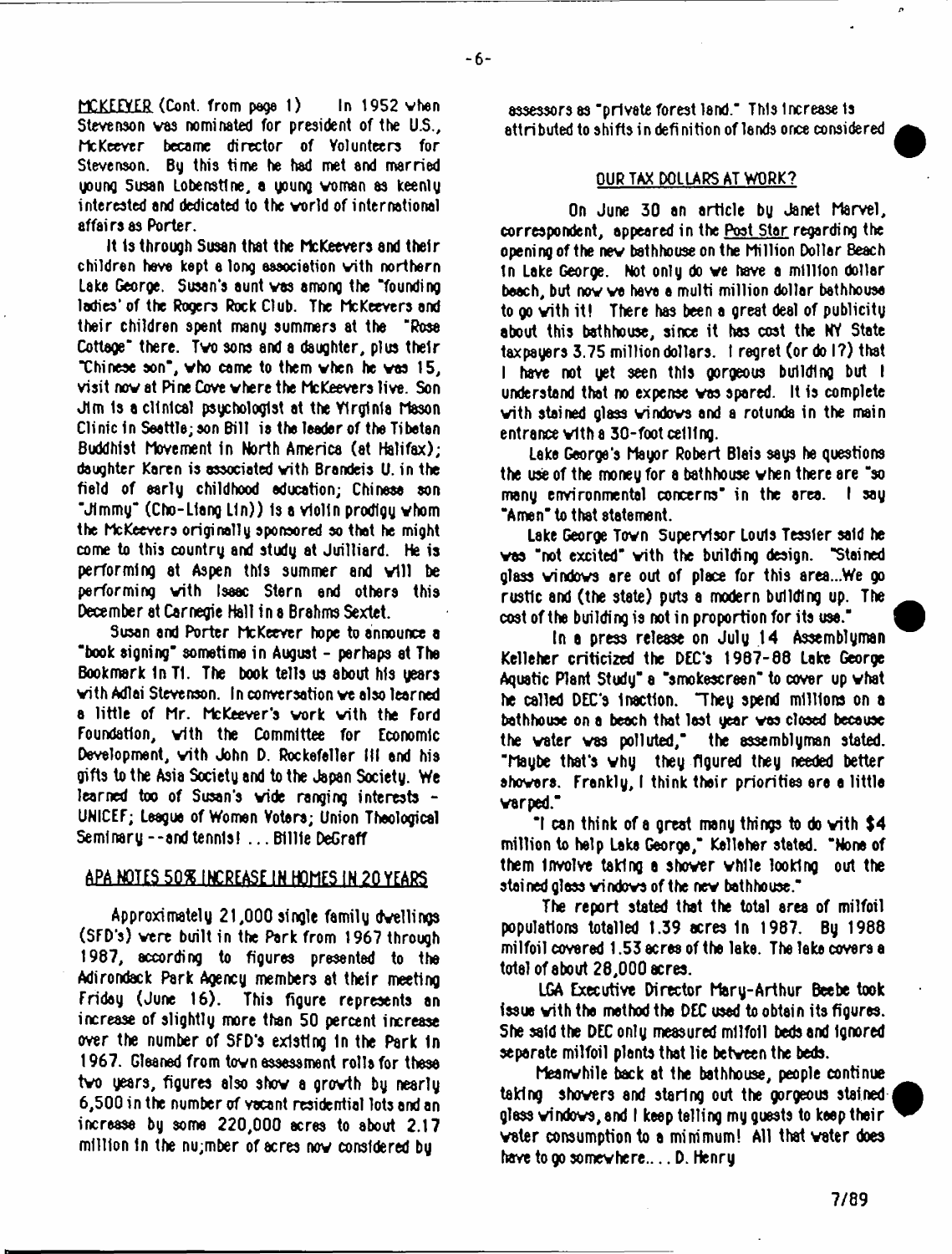MCKEEVER (Cont. from page 1) In 1952 when Stevenson was nominated for president of the U.S., McKeever became director of Volunteers for Stevenson. By this time he had met and married young Susan Lobenstine, a young woman as keenly interested and dedicated to the world of international affairs as Porter.

It is through Susan that the McKeevers and their children have kept a long association with northern Lake George. Susan's aunt was among the "founding ladies' of the Rogers Rock Club. The McKeevers and their children spent many summers at the "Rose Cottage" there. Two sons and a daughter, plus their "Chinese son", who came to them when he was 15, visit now at Pine Cove where the McKeevers live. Son Jim is a clinical psychologist at the Virginia Mason Clinic in Seattle; son Bill is the leader of the Tibetan Buddhist Movement in North America (at Halifax); daughter Karen is associated with Brandeis U. in the field of early childhood education; Chinese son "Jimmy" (Cho-Liang Lin)) is a violin prodigy whom the McKeevers originally sponsored so that he might come to this country and study at Juilliard. He is performing at Aspen this summer and will be performing with Isaac Stern and others this December at Carnegie Hall in a Brahms Sextet.

Susan and Porter McKeever hope to announce a "book signing" sometime in August - perhaps at The Bookmark in Ti. The book tells us about his years with Adlai Stevenson. In conversation we also learned a little of Mr. McKeever's work with the Ford Foundation, with the Committee for Economic Development, with John D. Rockefeller III and his gifts to the Asia Society and to the Japan Society. We learned too of Susan's wide ranging interests - UNICEF; League of Women Voters; Union Theological Seminary --and tennis! ... Billie DeGraff

## APA NOTES 50% INCREASE IN HOMES IN 20 YEARS

Approximately 21,000 single family dwellings (SFD's) were built in the Park from 1967 through 1987, according to figures presented to the Adirondack Park Agency members at their meeting Friday (June 16). This figure represents an increase of slightly more than 50 percent increase over the number of SFD's existing in the Park in 1967. Gleaned from town assessment rolls for these two years, figures also show a growth by nearly 6,500 in the number of vacant residential lots and an increase by some 220,000 acres to about 2.17 million in the nu;mber of acres now considered by assessors as "private forest land." This increase is attributed to shifts in definition of lands once considered

## OUR TAX DOLLARS AT WORK?

On June 30 an article by Janet Marvel, correspondent, appeared in the Post Star regarding the opening of the new bathhouse on the Million Dollar Beach in Lake George. Not only do we have a million dollar beach, but now we have a multi million dollar bathhouse to go with it! There has been a great deal of publicity about this bathhouse, since it has cost the NY State taxpayers 3.75 million dollars. I regret (or do I?) that I have not yet seen this gorgeous building but I understand that no expense was spared. It is complete with stained glass windows and a rotunda in the main entrance with a 30-foot ceiling.

Lake George's Mayor Robert Blais says he questions the use of the money for a bathhouse when there are "so many environmental concerns" in the area. I say "Amen" to that statement.

Lake George Town Supervisor Louis Tessier said he was "not excited" with the building design. "Stained glass windows are out of place for this area...We go rustic and (the state) puts a modern building up. The cost of the building is not in proportion for its use."

In a press release on July 14 Assemblyman Kelleher criticized the DEC's 1987-88 Lake George Aquatic Plant Study" a "smokescreen" to cover up what he called DEC's inaction. "They spend millions on a bathhouse on a beach that last year was closed because the water was polluted," the assemblyman stated. "Maybe that's why they figured they needed better showers. Frankly, I think their priorities are a little warped."

"I can think of a great many things to do with $4 million to help Lake George," Kelleher stated. "None of them involve taking a shower while looking out the stained glass windows of the new bathhouse."

The report stated that the total area of milfoil populations totalled 1.39 acres in 1987. By 1988 milfoil covered 1.53 acres of the lake. The lake covers a total of about 28,000 acres.

LGA Executive Director Mary-Arthur Beebe took issue with the method the DEC used to obtain its figures. She said the DEC only measured milfoil beds and ignored separate milfoil plants that lie between the beds.

Meanwhile back at the bathhouse, people continue taking showers and staring out the gorgeous stained glass windows, and I keep telling my guests to keep their water consumption to a minimum! All that water does have to go somewhere.... D. Henry

7/89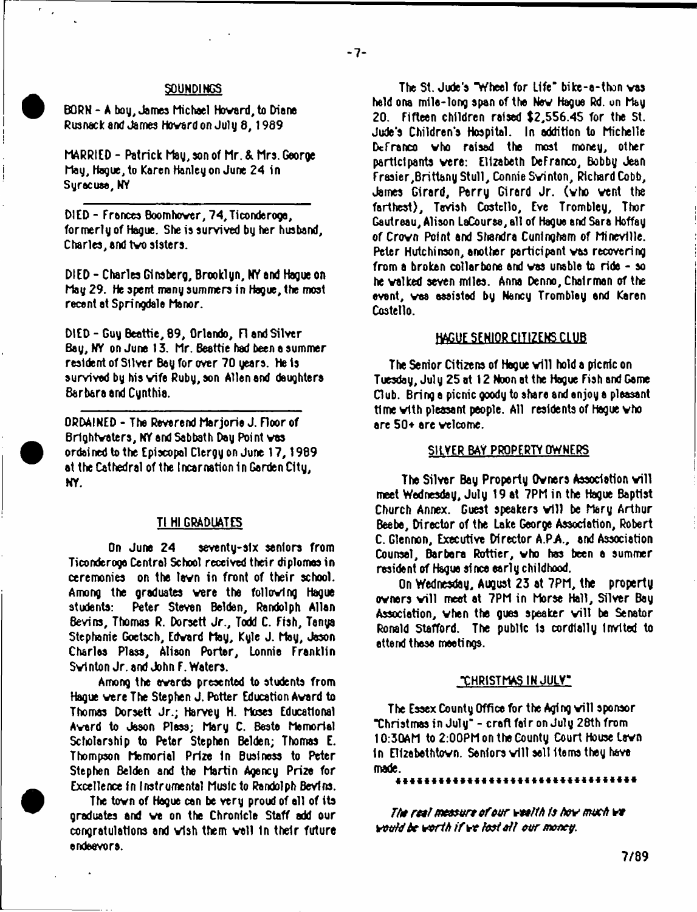## SOUNDINGS

BORN - A boy, James Michael Howard, to Diane Rusnack and James Howard on July 8, 1989

MARRIED - Patrick May, son of Mr. & Mrs. George May, Hague, to Karen Hanley on June 24 in Syracuse, NY

---

DIED - Frances Boomhower, 74, Ticonderoga, formerly of Hague. She is survived by her husband, Charles, and two sisters.

DIED - Charles Ginsberg, Brooklyn, NY and Hague on May 29. He spent many summers in Hague, the most recent at Springdale Manor.

DIED - Guy Beattie, 89, Orlando, Fl and Silver Bay, NY on June 13. Mr. Beattie had been a summer resident of Silver Bay for over 70 years. He is survived by his wife Ruby, son Allen and daughters Barbara and Cynthia.

---

ORDAINED - The Reverend Marjorie J. Floor of Brightwaters, NY and Sabbath Day Point was ordained to the Episcopal Clergy on June 17, 1989 at the Cathedral of the Incarnation in Garden City, NY.

## TI HI GRADUATES

On June 24 seventy-six seniors from Ticonderoga Central School received their diplomas in ceremonies on the lawn in front of their school. Among the graduates were the following Hague students: Peter Steven Belden, Randolph Allan Bevins, Thomas R. Dorsett Jr., Todd C. Fish, Tanya Stephanie Goetsch, Edward May, Kyle J. May, Jason Charles Plass, Alison Porter, Lonnie Franklin Swinton Jr. and John F. Waters.

Among the awards presented to students from Hague were The Stephen J. Potter Education Award to Thomas Dorsett Jr.; Harvey H. Moses Educational Award to Jason Plass; Mary C. Beste Memorial Scholarship to Peter Stephen Belden; Thomas E. Thompson Memorial Prize in Business to Peter Stephen Belden and the Martin Agency Prize for Excellence in Instrumental Music to Randolph Bevins.

The town of Hague can be very proud of all of its graduates and we on the Chronicle Staff add our congratulations and wish them well in their future endeavors.

The St. Jude's "Wheel for Life" bike-a-thon was held ona mile-long span of the New Hague Rd. on May 20. Fifteen children raised $2,556.45 for the St. Jude's Children's Hospital. In addition to Michelle DeFranco who raised the most money, other participants were: Elizabeth DeFranco, Bobby Jean Frasier, Brittany Stull, Connie Swinton, Richard Cobb, James Girard, Perry Girard Jr. (who went the farthest), Tavish Costello, Eve Trombley, Thor Gautreau, Alison LaCourse, all of Hague and Sara Hoffay of Crown Point and Shandra Cuningham of Mineville. Peter Hutchinson, another participant was recovering from a broken collarbone and was unable to ride - so he walked seven miles. Anna Denno, Chairman of the event, was assisted by Nancy Trombley and Karen Costello.

## HAGUE SENIOR CITIZENS CLUB

The Senior Citizens of Hague will hold a picnic on Tuesday, July 25 at 12 Noon at the Hague Fish and Game Club. Bring a picnic goody to share and enjoy a pleasant time with pleasant people. All residents of Hague who are 50+ are welcome.

## SILVER BAY PROPERTY OWNERS

The Silver Bay Property Owners Association will meet Wednesday, July 19 at 7PM in the Hague Baptist Church Annex. Guest speakers will be Mary Arthur Beebe, Director of the Lake George Association, Robert C. Glennon, Executive Director A.P.A., and Association Counsel, Barbara Rottier, who has been a summer resident of Hague since early childhood.

On Wednesday, August 23 at 7PM, the property owners will meet at 7PM in Morse Hall, Silver Bay Association, when the gues speaker will be Senator Ronald Stafford. The public is cordially invited to attend these meetings.

## "CHRISTMAS IN JULY"

The Essex County Office for the Aging will sponsor "Christmas in July" - craft fair on July 28th from 10:30AM to 2:00PM on the County Court House Lawn in Elizabethtown. Seniors will sell items they have made.

\*\*\*\*\*\*\*\*\*\*\*\*\*\*\*\*\*\*\*\*\*\*\*\*\*\*\*\*\*\*\*\*\*\*

*The real measure of our wealth is how much we would be worth if we lost all our money.*

7/89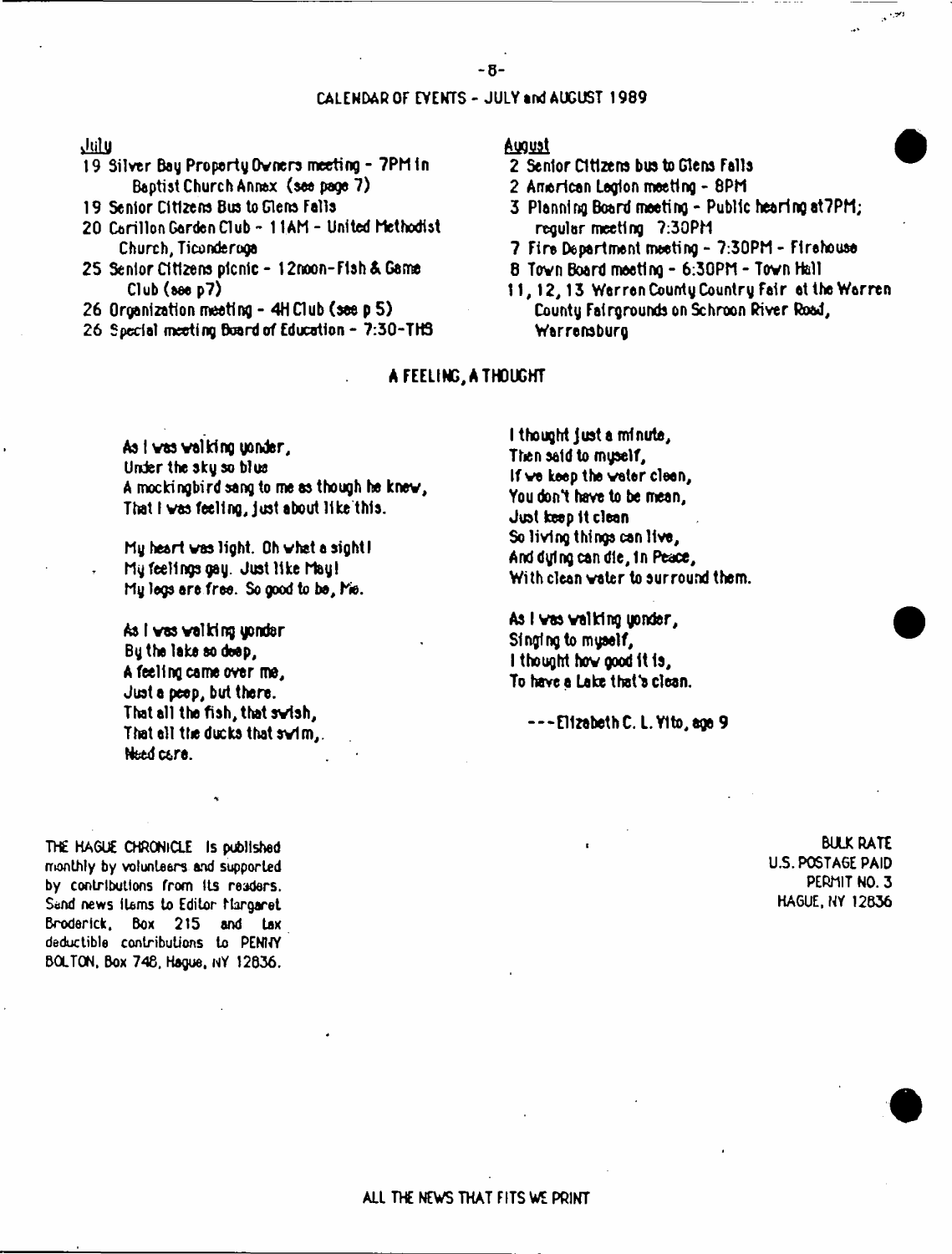## CALENDAR OF EVENTS - JULY and AUGUST 1989

**July**

- 19 Silver Bay Property Owners meeting - 7PM in Baptist Church Annex (see page 7)
- 19 Senior Citizens Bus to Glens Falls
- 20 Carillon Garden Club - 11AM - United Methodist Church, Ticonderoga
- 25 Senior Citizens picnic - 12noon-Fish & Game Club (see p7)
- 26 Organization meeting - 4H Club (see p 5)
- 26 Special meeting Board of Education - 7:30-THS

**August**

- 2 Senior Citizens bus to Glens Falls
- 2 American Legion meeting - 8PM
- 3 Planning Board meeting - Public hearing at 7PM; regular meeting 7:30PM
- 7 Fire Department meeting - 7:30PM - Firehouse
- 8 Town Board meeting - 6:30PM - Town Hall
- 11, 12, 13 Warren County Country Fair at the Warren County Fairgrounds on Schroon River Road, Warrensburg

## A FEELING, A THOUGHT

As I was walking yonder,
Under the sky so blue
A mockingbird sang to me as though he knew,
That I was feeling, just about like this.

My heart was light. Oh what a sight!
My feelings gay. Just like May!
My legs are free. So good to be, Me.

As I was walking yonder
By the lake so deep,
A feeling came over me,
Just a peep, but there.
That all the fish, that swish,
That all the ducks that swim,
Need care.

I thought just a minute,
Then said to myself,
If we keep the water clean,
You don't have to be mean,
Just keep it clean
So living things can live,
And dying can die, in Peace,
With clean water to surround them.

As I was walking yonder,
Singing to myself,
I thought how good it is,
To have a Lake that's clean.

---Elizabeth C. L. Vito, age 9

THE HAGUE CHRONICLE is published monthly by volunteers and supported by contributions from its readers. Send news items to Editor Margaret Broderick, Box 215 and tax deductible contributions to PENNY BOLTON, Box 748, Hague, NY 12836.

BULK RATE
U.S. POSTAGE PAID
PERMIT NO. 3
HAGUE, NY 12836

ALL THE NEWS THAT FITS WE PRINT